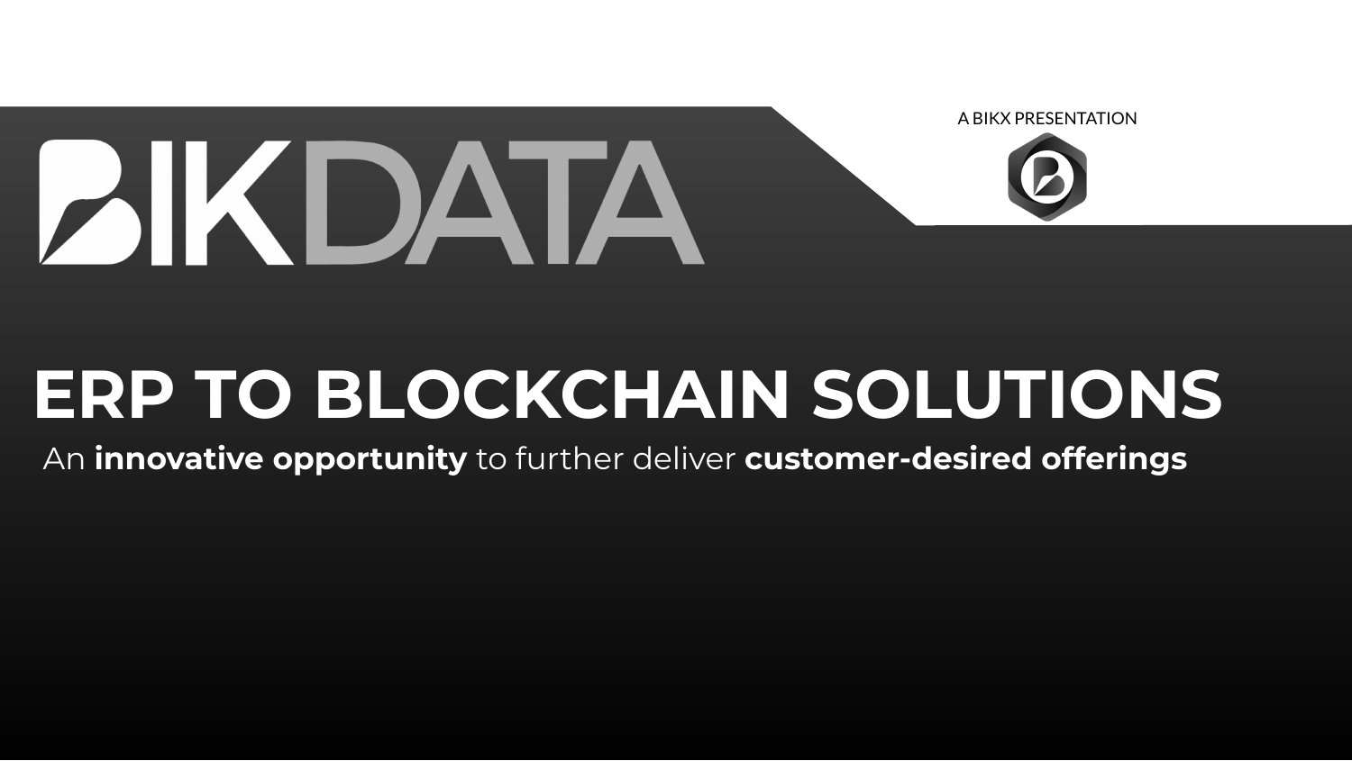A BIKX PRESENTATION

# BIKDATA

# ERP TO BLOCKCHAIN SOLUTIONS

An **innovative opportunity** to further deliver **customer-desired offerings**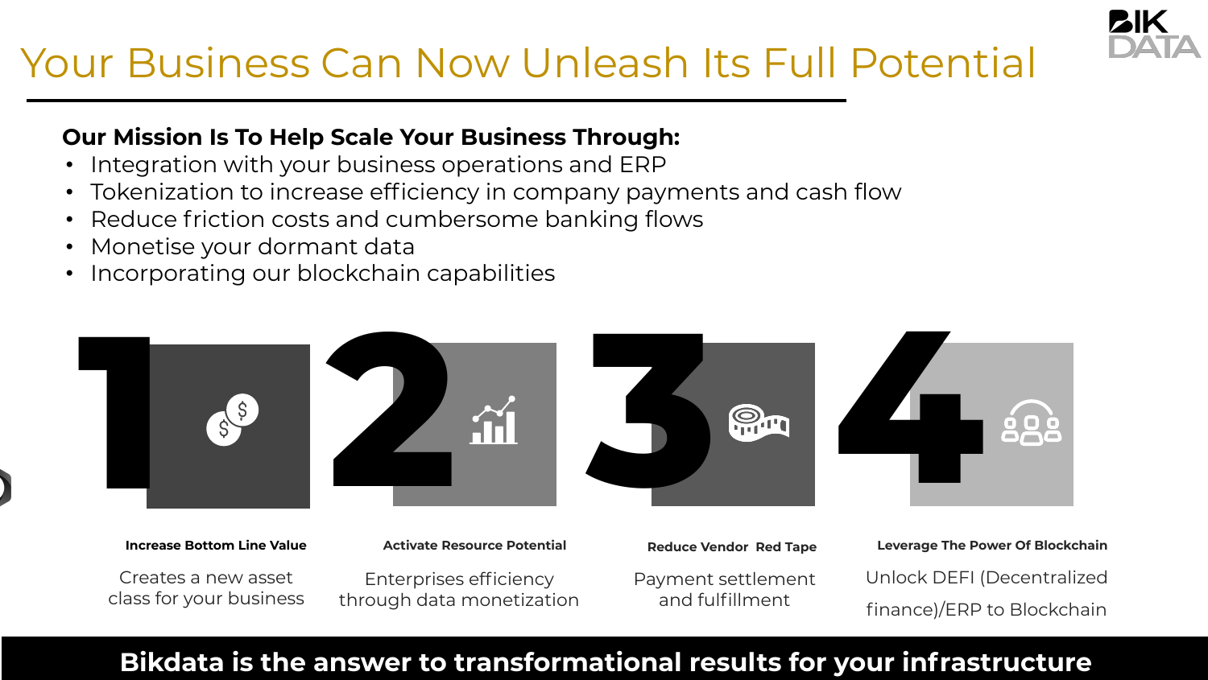# Your Business Can Now Unleash Its Full Potential

**Our Mission Is To Help Scale Your Business Through:**

- Integration with your business operations and ERP
- Tokenization to increase efficiency in company payments and cash flow
- Reduce friction costs and cumbersome banking flows
- Monetise your dormant data
- Incorporating our blockchain capabilities

## 1

**Increase Bottom Line Value**

Creates a new asset class for your business

## 2

**Activate Resource Potential**

Enterprises efficiency through data monetization

## 3

**Reduce Vendor Red Tape**

Payment settlement and fulfillment

## 4

**Leverage The Power Of Blockchain**

Unlock DEFI (Decentralized finance)/ERP to Blockchain

**Bikdata is the answer to transformational results for your infrastructure**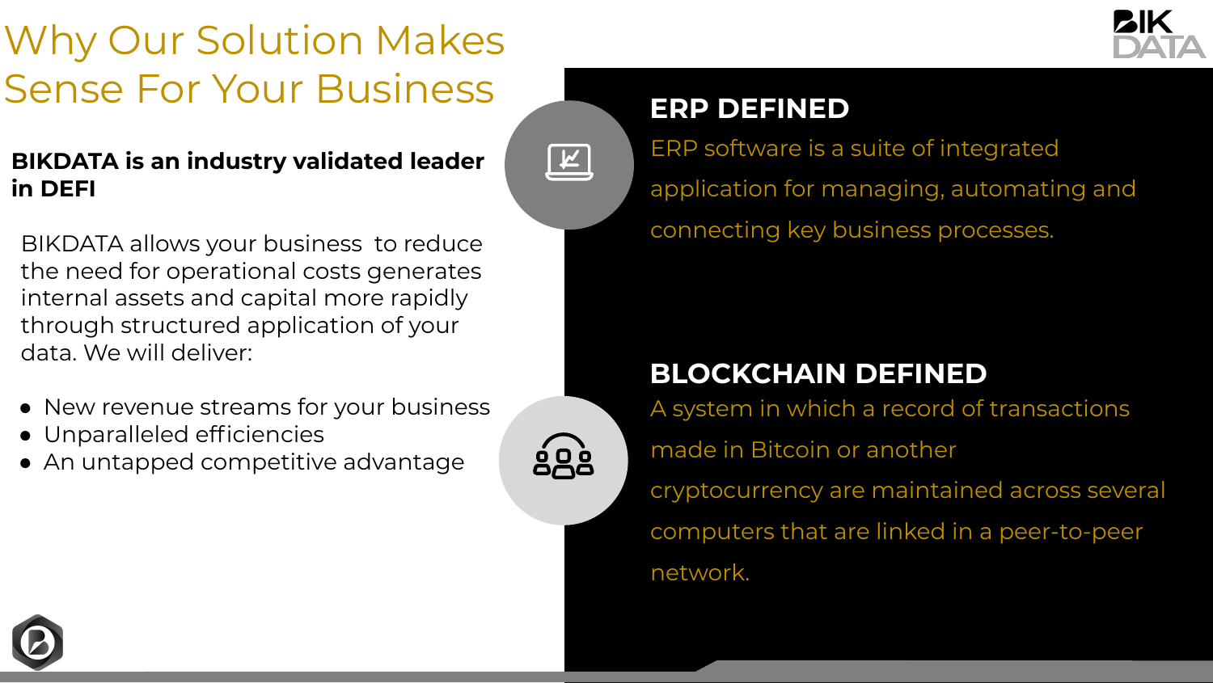# Why Our Solution Makes Sense For Your Business

**BIKDATA is an industry validated leader in DEFI**

BIKDATA allows your business to reduce the need for operational costs generates internal assets and capital more rapidly through structured application of your data. We will deliver:

- New revenue streams for your business
- Unparalleled efficiencies
- An untapped competitive advantage

## ERP DEFINED

ERP software is a suite of integrated application for managing, automating and connecting key business processes.

## BLOCKCHAIN DEFINED

A system in which a record of transactions made in Bitcoin or another cryptocurrency are maintained across several computers that are linked in a peer-to-peer network.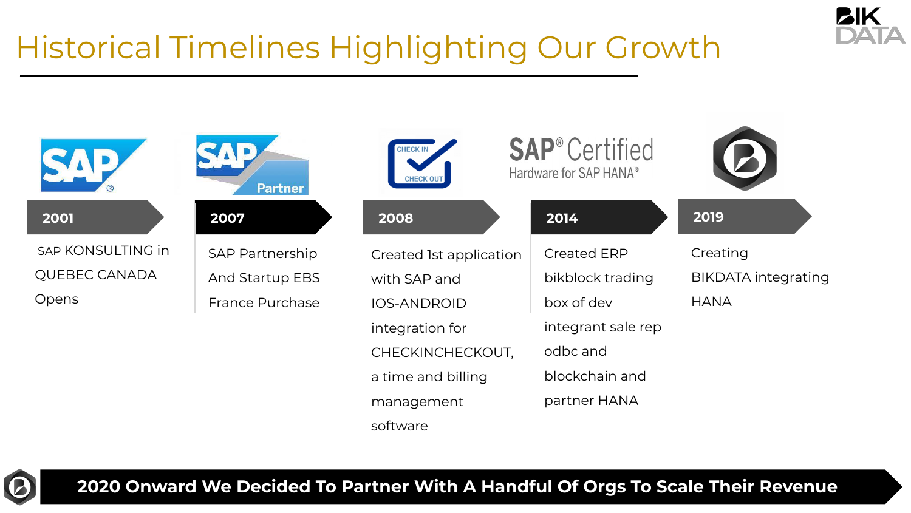# Historical Timelines Highlighting Our Growth

**2001**

SAP KONSULTING in QUEBEC CANADA Opens

**2007**

SAP Partnership And Startup EBS France Purchase

**2008**

Created 1st application with SAP and IOS-ANDROID integration for CHECKINCHECKOUT, a time and billing management software

**2014**

Created ERP bikblock trading box of dev integrant sale rep odbc and blockchain and partner HANA

**2019**

Creating BIKDATA integrating HANA

**2020 Onward We Decided To Partner With A Handful Of Orgs To Scale Their Revenue**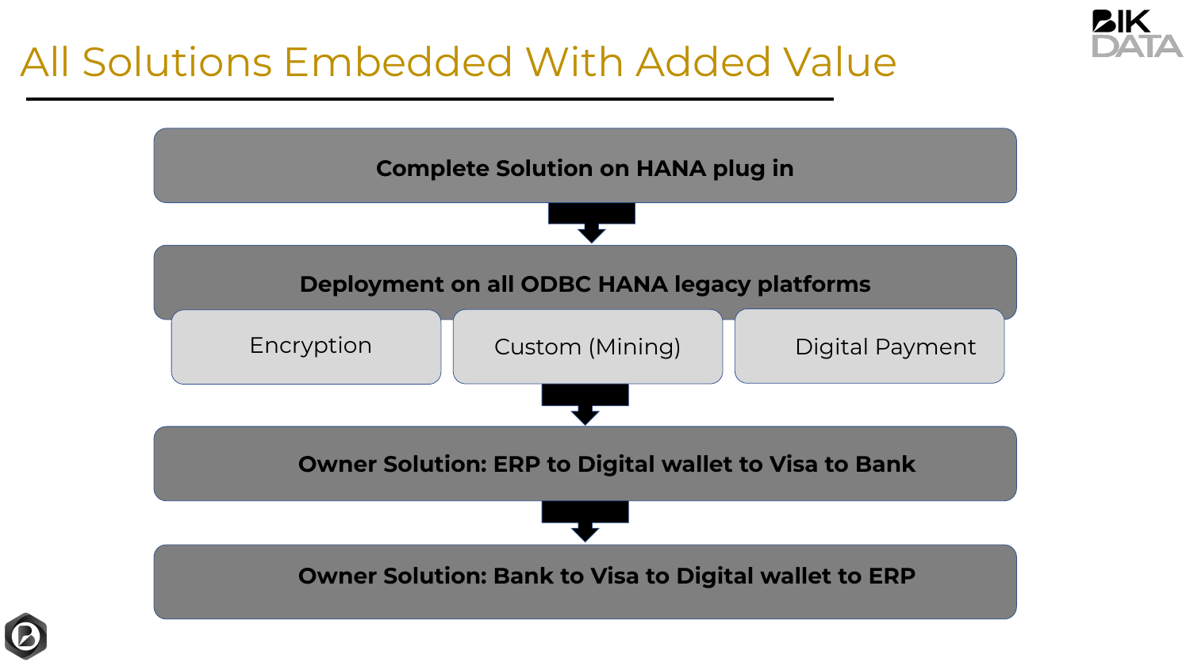# All Solutions Embedded With Added Value

**Complete Solution on HANA plug in**

↓

**Deployment on all ODBC HANA legacy platforms**

- Encryption
- Custom (Mining)
- Digital Payment

↓

**Owner Solution: ERP to Digital wallet to Visa to Bank**

↓

**Owner Solution: Bank to Visa to Digital wallet to ERP**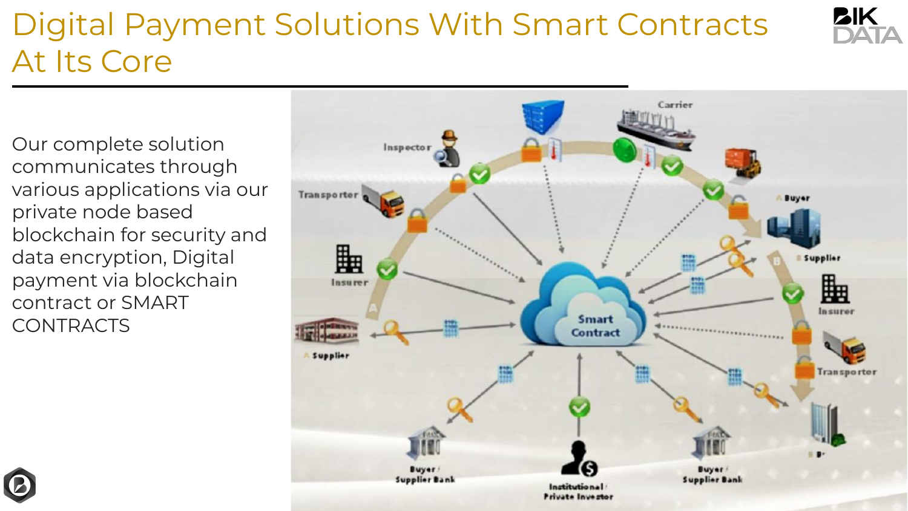# Digital Payment Solutions With Smart Contracts At Its Core

Our complete solution communicates through various applications via our private node based blockchain for security and data encryption, Digital payment via blockchain contract or SMART CONTRACTS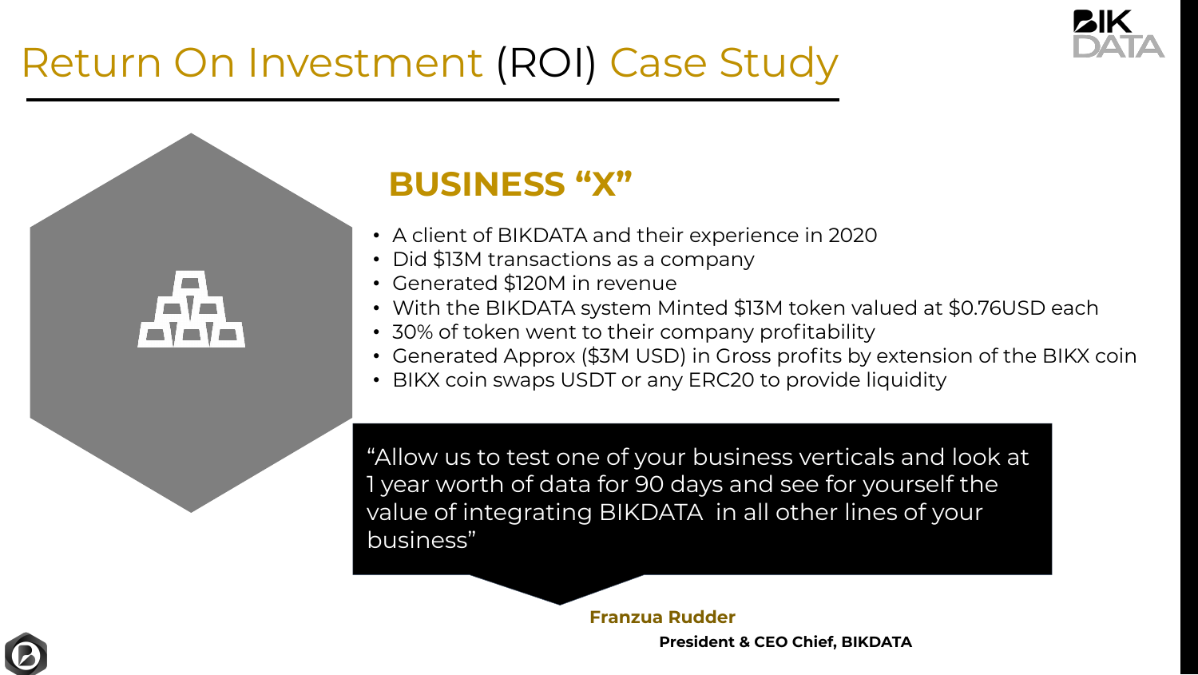# Return On Investment (ROI) Case Study

## BUSINESS “X”

- A client of BIKDATA and their experience in 2020
- Did $13M transactions as a company
- Generated $120M in revenue
- With the BIKDATA system Minted $13M token valued at $0.76USD each
- 30% of token went to their company profitability
- Generated Approx ($3M USD) in Gross profits by extension of the BIKX coin
- BIKX coin swaps USDT or any ERC20 to provide liquidity

> “Allow us to test one of your business verticals and look at 1 year worth of data for 90 days and see for yourself the value of integrating BIKDATA in all other lines of your business”

**Franzua Rudder**

**President & CEO Chief, BIKDATA**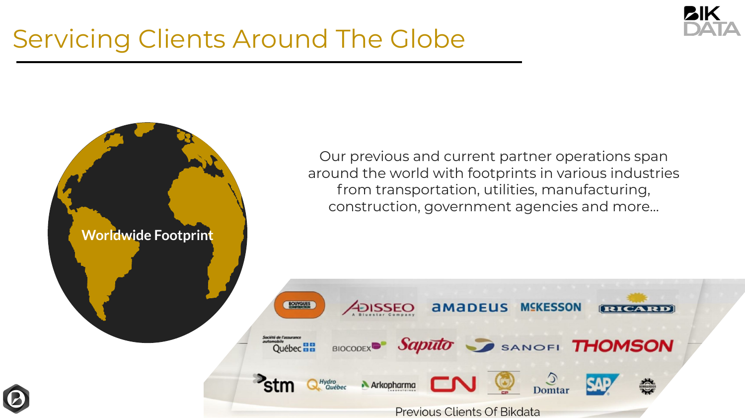# Servicing Clients Around The Globe

Worldwide Footprint

Our previous and current partner operations span around the world with footprints in various industries from transportation, utilities, manufacturing, construction, government agencies and more...

Previous Clients Of Bikdata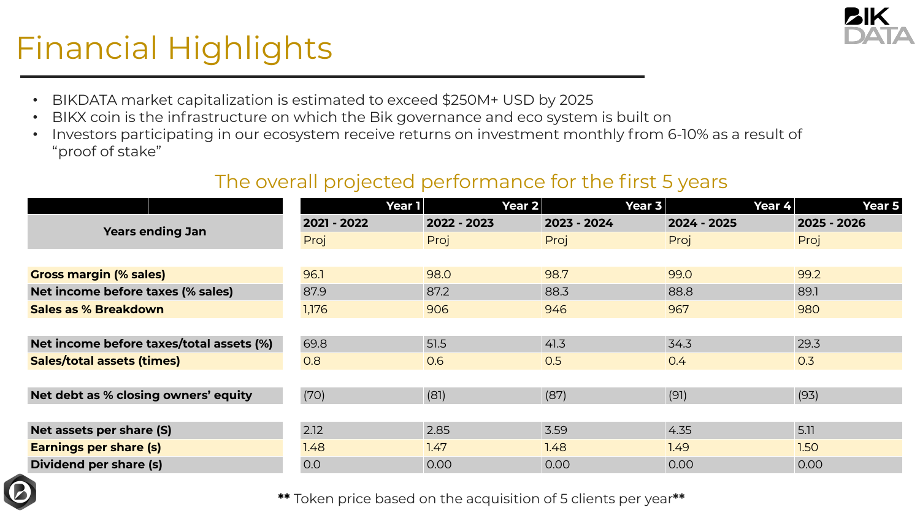# Financial Highlights

- BIKDATA market capitalization is estimated to exceed $250M+ USD by 2025
- BIKX coin is the infrastructure on which the Bik governance and eco system is built on
- Investors participating in our ecosystem receive returns on investment monthly from 6-10% as a result of "proof of stake"

## The overall projected performance for the first 5 years

| | Year 1 | Year 2 | Year 3 | Year 4 | Year 5 |
|---|---|---|---|---|---|
| **Years ending Jan** | **2021 - 2022** | **2022 - 2023** | **2023 - 2024** | **2024 - 2025** | **2025 - 2026** |
| | Proj | Proj | Proj | Proj | Proj |
| **Gross margin (% sales)** | 96.1 | 98.0 | 98.7 | 99.0 | 99.2 |
| **Net income before taxes (% sales)** | 87.9 | 87.2 | 88.3 | 88.8 | 89.1 |
| **Sales as % Breakdown** | 1,176 | 906 | 946 | 967 | 980 |
| **Net income before taxes/total assets (%)** | 69.8 | 51.5 | 41.3 | 34.3 | 29.3 |
| **Sales/total assets (times)** | 0.8 | 0.6 | 0.5 | 0.4 | 0.3 |
| **Net debt as % closing owners' equity** | (70) | (81) | (87) | (91) | (93) |
| **Net assets per share (S)** | 2.12 | 2.85 | 3.59 | 4.35 | 5.11 |
| **Earnings per share (s)** | 1.48 | 1.47 | 1.48 | 1.49 | 1.50 |
| **Dividend per share (s)** | 0.0 | 0.00 | 0.00 | 0.00 | 0.00 |

** Token price based on the acquisition of 5 clients per year**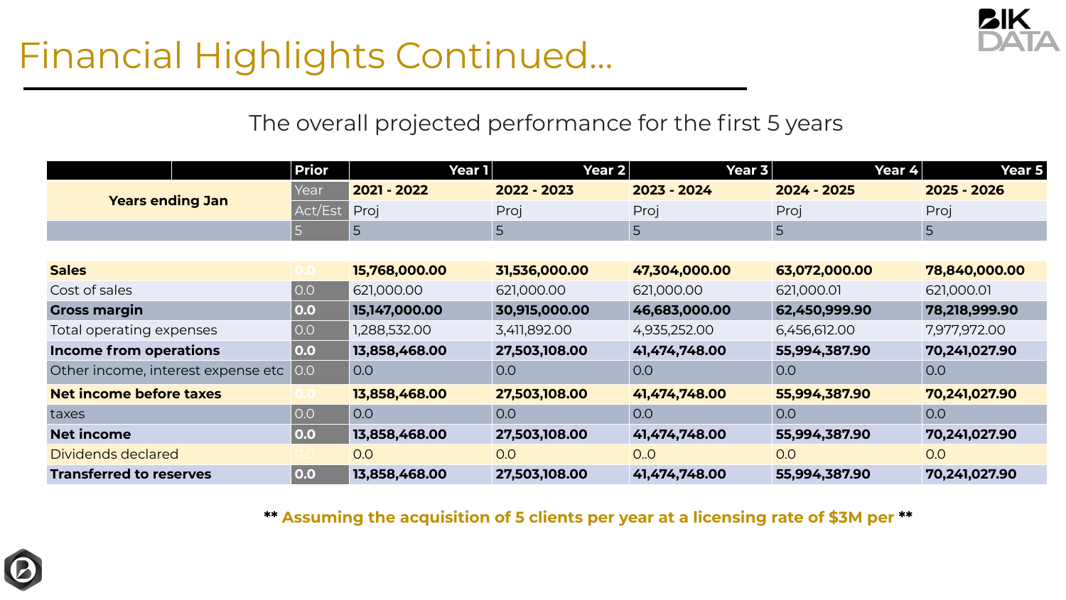# Financial Highlights Continued...

The overall projected performance for the first 5 years

| | Prior | Year 1 | Year 2 | Year 3 | Year 4 | Year 5 |
|---|---|---|---|---|---|---|
| **Years ending Jan** | Year | **2021 - 2022** | **2022 - 2023** | **2023 - 2024** | **2024 - 2025** | **2025 - 2026** |
| | Act/Est | Proj | Proj | Proj | Proj | Proj |
| | 5 | 5 | 5 | 5 | 5 | 5 |
| **Sales** | 0.0 | **15,768,000.00** | **31,536,000.00** | **47,304,000.00** | **63,072,000.00** | **78,840,000.00** |
| Cost of sales | 0.0 | 621,000.00 | 621,000.00 | 621,000.00 | 621,000.01 | 621,000.01 |
| **Gross margin** | **0.0** | **15,147,000.00** | **30,915,000.00** | **46,683,000.00** | **62,450,999.90** | **78,218,999.90** |
| Total operating expenses | 0.0 | 1,288,532.00 | 3,411,892.00 | 4,935,252.00 | 6,456,612.00 | 7,977,972.00 |
| **Income from operations** | **0.0** | **13,858,468.00** | **27,503,108.00** | **41,474,748.00** | **55,994,387.90** | **70,241,027.90** |
| Other income, interest expense etc | 0.0 | 0.0 | 0.0 | 0.0 | 0.0 | 0.0 |
| **Net income before taxes** | 0.0 | **13,858,468.00** | **27,503,108.00** | **41,474,748.00** | **55,994,387.90** | **70,241,027.90** |
| taxes | 0.0 | 0.0 | 0.0 | 0.0 | 0.0 | 0.0 |
| **Net income** | **0.0** | **13,858,468.00** | **27,503,108.00** | **41,474,748.00** | **55,994,387.90** | **70,241,027.90** |
| Dividends declared | 0.0 | 0.0 | 0.0 | 0..0 | 0.0 | 0.0 |
| **Transferred to reserves** | **0.0** | **13,858,468.00** | **27,503,108.00** | **41,474,748.00** | **55,994,387.90** | **70,241,027.90** |

**\*\* Assuming the acquisition of 5 clients per year at a licensing rate of $3M per \*\***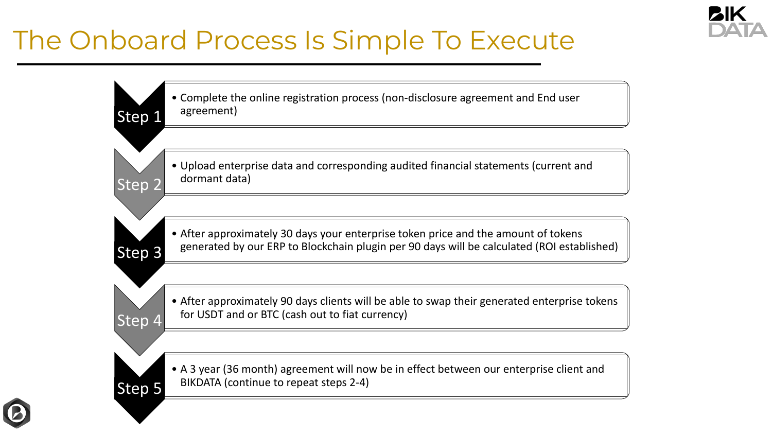# The Onboard Process Is Simple To Execute

**Step 1**

- Complete the online registration process (non-disclosure agreement and End user agreement)

**Step 2**

- Upload enterprise data and corresponding audited financial statements (current and dormant data)

**Step 3**

- After approximately 30 days your enterprise token price and the amount of tokens generated by our ERP to Blockchain plugin per 90 days will be calculated (ROI established)

**Step 4**

- After approximately 90 days clients will be able to swap their generated enterprise tokens for USDT and or BTC (cash out to fiat currency)

**Step 5**

- A 3 year (36 month) agreement will now be in effect between our enterprise client and BIKDATA (continue to repeat steps 2-4)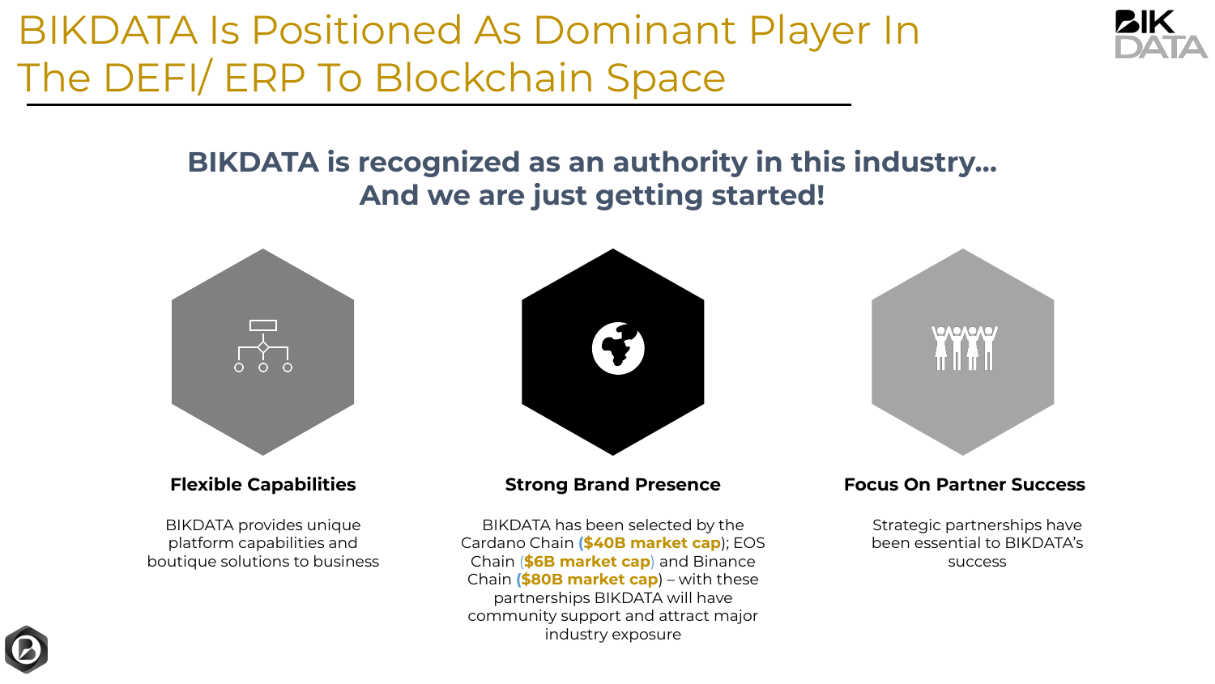# BIKDATA Is Positioned As Dominant Player In The DEFI/ ERP To Blockchain Space

## BIKDATA is recognized as an authority in this industry… And we are just getting started!

### Flexible Capabilities

BIKDATA provides unique platform capabilities and boutique solutions to business

### Strong Brand Presence

BIKDATA has been selected by the Cardano Chain (**$40B market cap**); EOS Chain (**$6B market cap**) and Binance Chain (**$80B market cap**) – with these partnerships BIKDATA will have community support and attract major industry exposure

### Focus On Partner Success

Strategic partnerships have been essential to BIKDATA's success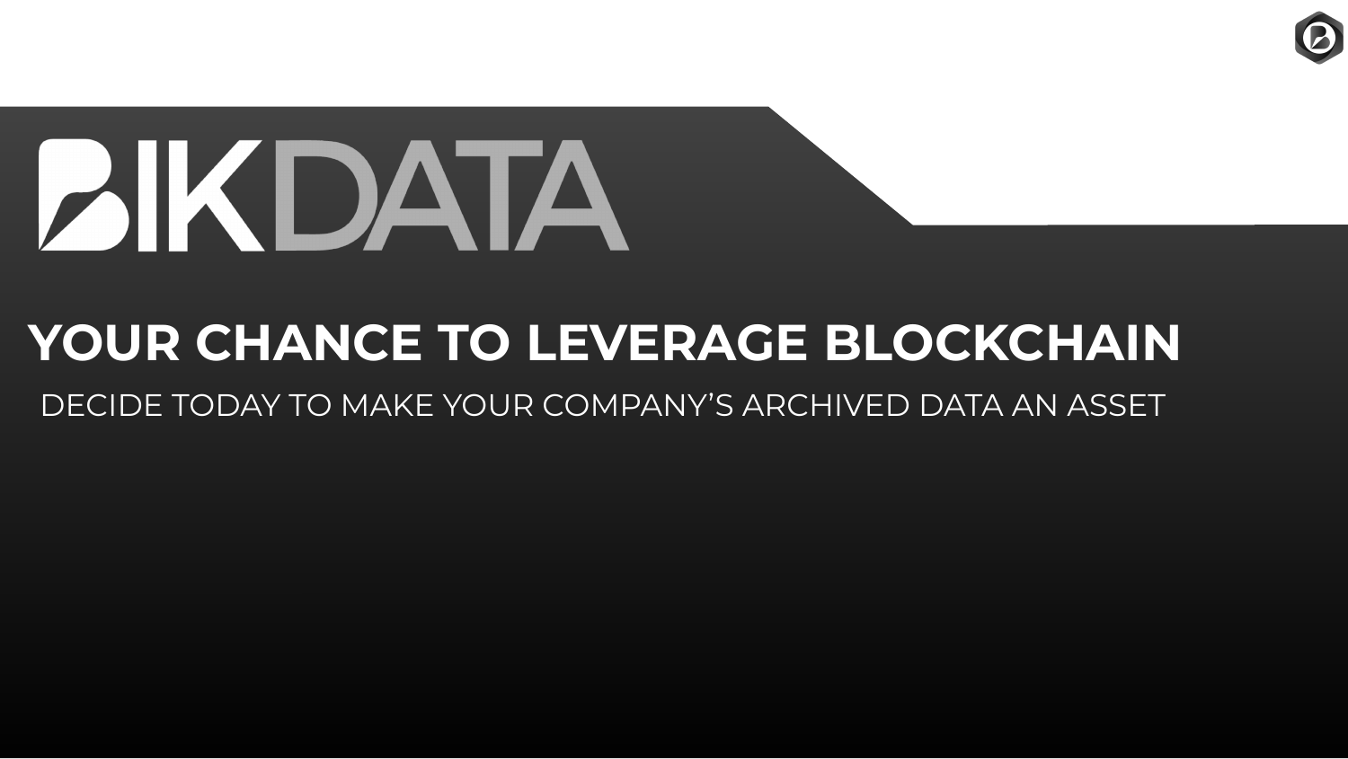# BIKDATA

## YOUR CHANCE TO LEVERAGE BLOCKCHAIN

DECIDE TODAY TO MAKE YOUR COMPANY'S ARCHIVED DATA AN ASSET